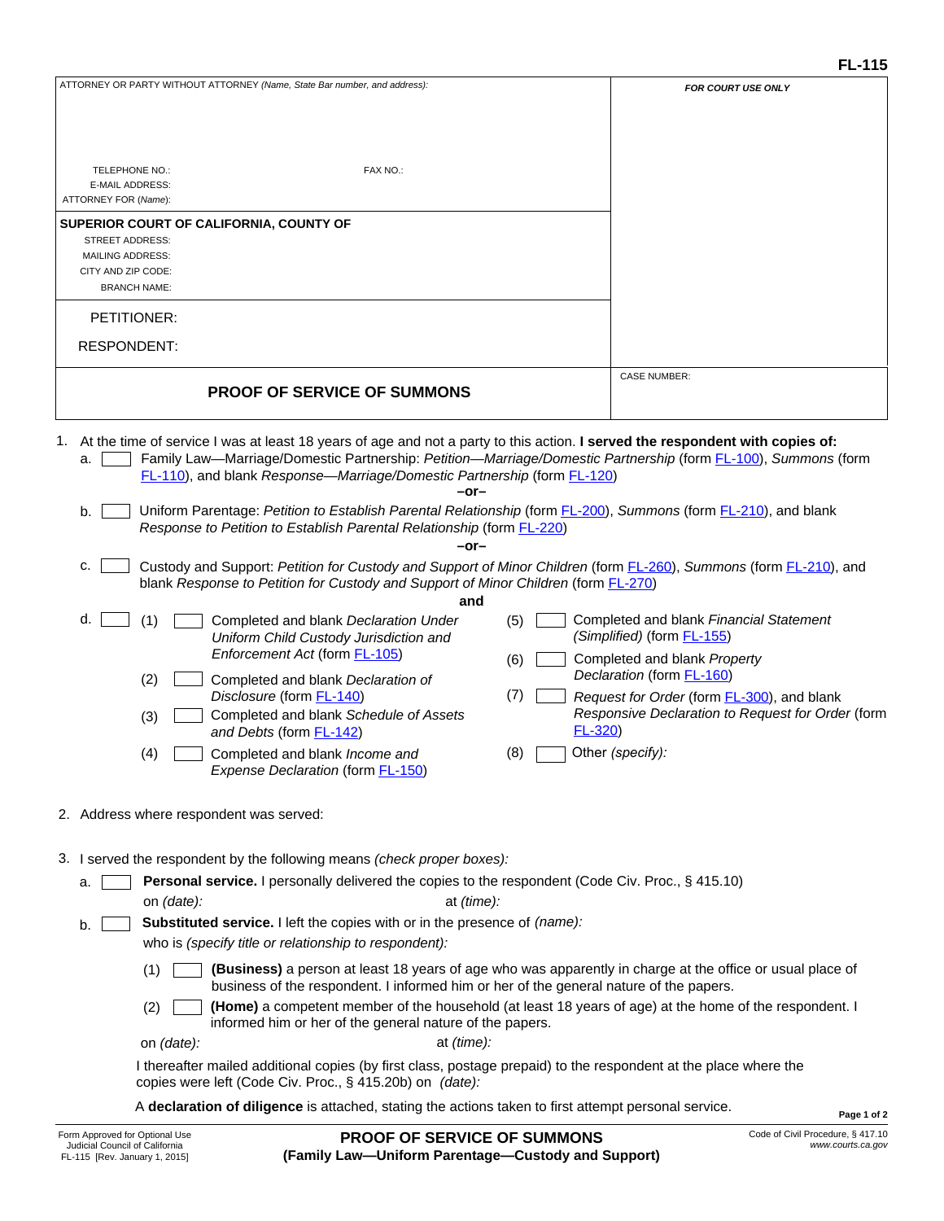FL-115

| ATTORNEY OR PARTY WITHOUT ATTORNEY *(Name, State Bar number, and address):* | ***FOR COURT USE ONLY*** |
|---|---|
| TELEPHONE NO.: FAX NO.: | |
| E-MAIL ADDRESS: | |
| ATTORNEY FOR *(Name)*: | |
| **SUPERIOR COURT OF CALIFORNIA, COUNTY OF** | |
| STREET ADDRESS: | |
| MAILING ADDRESS: | |
| CITY AND ZIP CODE: | |
| BRANCH NAME: | |
| PETITIONER: | |
| RESPONDENT: | |
| **PROOF OF SERVICE OF SUMMONS** | CASE NUMBER: |

1. At the time of service I was at least 18 years of age and not a party to this action. **I served the respondent with copies of:**
   a. ☐ Family Law—Marriage/Domestic Partnership: *Petition—Marriage/Domestic Partnership* (form FL-100), *Summons* (form FL-110), and blank *Response—Marriage/Domestic Partnership* (form FL-120)

   **–or–**

   b. ☐ Uniform Parentage: *Petition to Establish Parental Relationship* (form FL-200), *Summons* (form FL-210), and blank *Response to Petition to Establish Parental Relationship* (form FL-220)

   **–or–**

   c. ☐ Custody and Support: *Petition for Custody and Support of Minor Children* (form FL-260), *Summons* (form FL-210), and blank *Response to Petition for Custody and Support of Minor Children* (form FL-270)

   **and**

   d. ☐
      (1) ☐ Completed and blank *Declaration Under Uniform Child Custody Jurisdiction and Enforcement Act* (form FL-105)
      (2) ☐ Completed and blank *Declaration of Disclosure* (form FL-140)
      (3) ☐ Completed and blank *Schedule of Assets and Debts* (form FL-142)
      (4) ☐ Completed and blank *Income and Expense Declaration* (form FL-150)
      (5) ☐ Completed and blank *Financial Statement (Simplified)* (form FL-155)
      (6) ☐ Completed and blank *Property Declaration* (form FL-160)
      (7) ☐ *Request for Order* (form FL-300), and blank *Responsive Declaration to Request for Order* (form FL-320)
      (8) ☐ Other *(specify):*

2. Address where respondent was served:

3. I served the respondent by the following means *(check proper boxes):*
   a. ☐ **Personal service.** I personally delivered the copies to the respondent (Code Civ. Proc., § 415.10)
      on *(date):* at *(time):*
   b. ☐ **Substituted service.** I left the copies with or in the presence of *(name):*
      who is *(specify title or relationship to respondent):*
      (1) ☐ **(Business)** a person at least 18 years of age who was apparently in charge at the office or usual place of business of the respondent. I informed him or her of the general nature of the papers.
      (2) ☐ **(Home)** a competent member of the household (at least 18 years of age) at the home of the respondent. I informed him or her of the general nature of the papers.

      on *(date):* at *(time):*

      I thereafter mailed additional copies (by first class, postage prepaid) to the respondent at the place where the copies were left (Code Civ. Proc., § 415.20b) on *(date):*

      A **declaration of diligence** is attached, stating the actions taken to first attempt personal service.

Form Approved for Optional Use
Judicial Council of California
FL-115 [Rev. January 1, 2015]

**PROOF OF SERVICE OF SUMMONS**
**(Family Law—Uniform Parentage—Custody and Support)**

Code of Civil Procedure, § 417.10
*www.courts.ca.gov*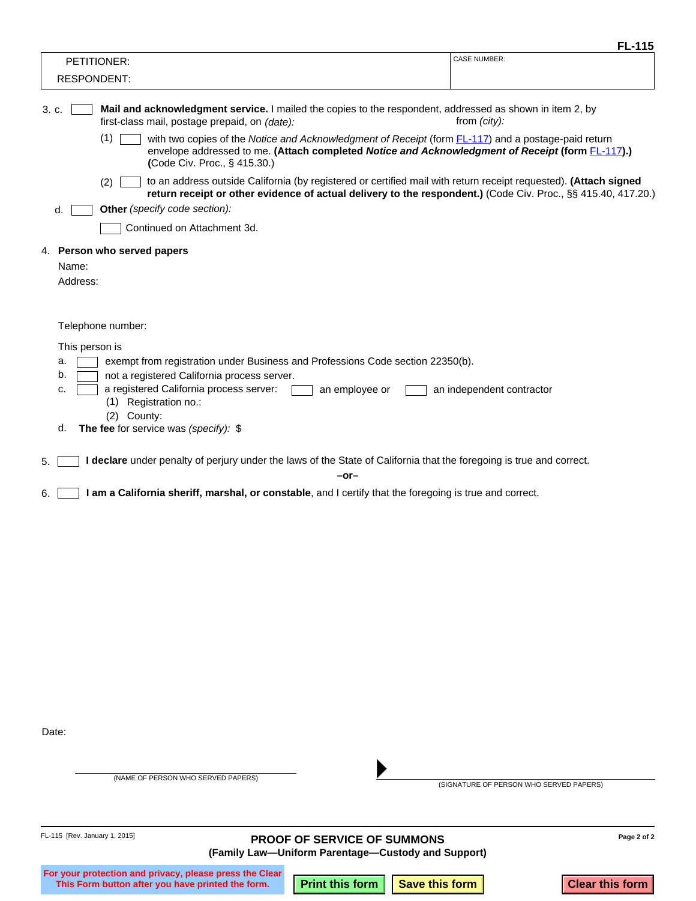| PETITIONER: | CASE NUMBER: |
|---|---|
| RESPONDENT: | |

3\. c. ☐ **Mail and acknowledgment service.** I mailed the copies to the respondent, addressed as shown in item 2, by first-class mail, postage prepaid, on *(date):* from *(city):*

(1) ☐ with two copies of the *Notice and Acknowledgment of Receipt* (form FL-117) and a postage-paid return envelope addressed to me. **(Attach completed *Notice and Acknowledgment of Receipt* (form FL-117).) (**Code Civ. Proc., § 415.30.)

(2) ☐ to an address outside California (by registered or certified mail with return receipt requested). **(Attach signed return receipt or other evidence of actual delivery to the respondent.)** (Code Civ. Proc., §§ 415.40, 417.20.)

d. ☐ **Other** *(specify code section):*

☐ Continued on Attachment 3d.

4\. **Person who served papers**

Name:

Address:

Telephone number:

This person is

a. ☐ exempt from registration under Business and Professions Code section 22350(b).

b. ☐ not a registered California process server.

c. ☐ a registered California process server: ☐ an employee or ☐ an independent contractor

(1) Registration no.:

(2) County:

d. **The fee** for service was *(specify):* $

5\. ☐ **I declare** under penalty of perjury under the laws of the State of California that the foregoing is true and correct.

**–or–**

6\. ☐ **I am a California sheriff, marshal, or constable**, and I certify that the foregoing is true and correct.

Date:

(NAME OF PERSON WHO SERVED PAPERS) (SIGNATURE OF PERSON WHO SERVED PAPERS)

FL-115 [Rev. January 1, 2015]

**PROOF OF SERVICE OF SUMMONS**
**(Family Law—Uniform Parentage—Custody and Support)**

For your protection and privacy, please press the Clear This Form button after you have printed the form.

Print this form | Save this form | Clear this form